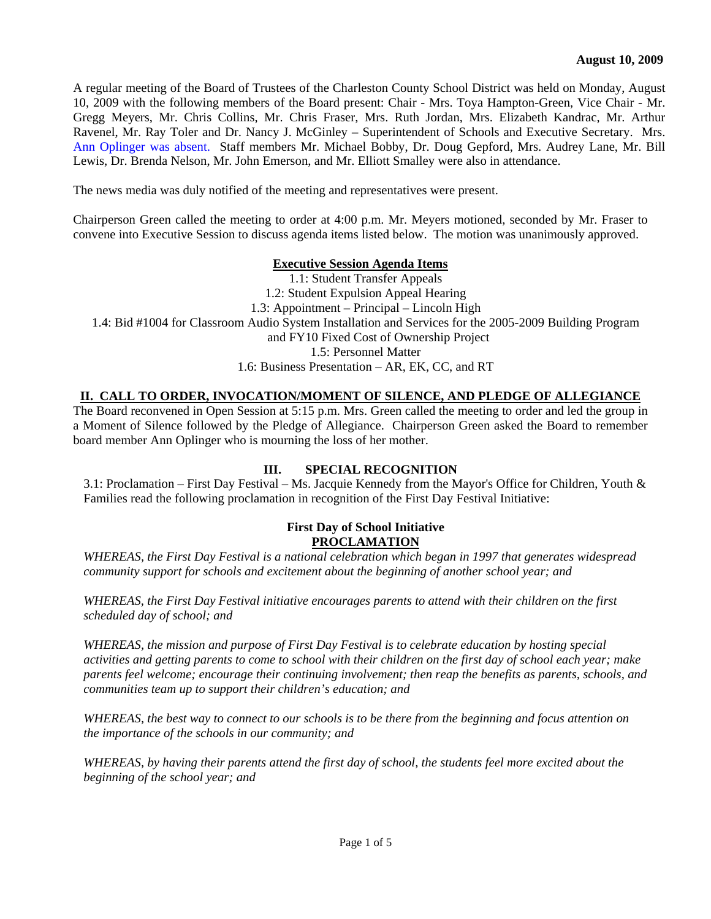**August 10, 2009**

A regular meeting of the Board of Trustees of the Charleston County School District was held on Monday, August 10, 2009 with the following members of the Board present: Chair - Mrs. Toya Hampton-Green, Vice Chair - Mr. Gregg Meyers, Mr. Chris Collins, Mr. Chris Fraser, Mrs. Ruth Jordan, Mrs. Elizabeth Kandrac, Mr. Arthur Ravenel, Mr. Ray Toler and Dr. Nancy J. McGinley – Superintendent of Schools and Executive Secretary. Mrs. Ann Oplinger was absent. Staff members Mr. Michael Bobby, Dr. Doug Gepford, Mrs. Audrey Lane, Mr. Bill Lewis, Dr. Brenda Nelson, Mr. John Emerson, and Mr. Elliott Smalley were also in attendance.

The news media was duly notified of the meeting and representatives were present.

Chairperson Green called the meeting to order at 4:00 p.m. Mr. Meyers motioned, seconded by Mr. Fraser to convene into Executive Session to discuss agenda items listed below. The motion was unanimously approved.

**Executive Session Agenda Items**

1.1: Student Transfer Appeals
1.2: Student Expulsion Appeal Hearing
1.3: Appointment – Principal – Lincoln High
1.4: Bid #1004 for Classroom Audio System Installation and Services for the 2005-2009 Building Program and FY10 Fixed Cost of Ownership Project
1.5: Personnel Matter
1.6: Business Presentation – AR, EK, CC, and RT

## II. CALL TO ORDER, INVOCATION/MOMENT OF SILENCE, AND PLEDGE OF ALLEGIANCE

The Board reconvened in Open Session at 5:15 p.m. Mrs. Green called the meeting to order and led the group in a Moment of Silence followed by the Pledge of Allegiance. Chairperson Green asked the Board to remember board member Ann Oplinger who is mourning the loss of her mother.

## III. SPECIAL RECOGNITION

3.1: Proclamation – First Day Festival – Ms. Jacquie Kennedy from the Mayor's Office for Children, Youth & Families read the following proclamation in recognition of the First Day Festival Initiative:

**First Day of School Initiative**
**PROCLAMATION**

*WHEREAS, the First Day Festival is a national celebration which began in 1997 that generates widespread community support for schools and excitement about the beginning of another school year; and*

*WHEREAS, the First Day Festival initiative encourages parents to attend with their children on the first scheduled day of school; and*

*WHEREAS, the mission and purpose of First Day Festival is to celebrate education by hosting special activities and getting parents to come to school with their children on the first day of school each year; make parents feel welcome; encourage their continuing involvement; then reap the benefits as parents, schools, and communities team up to support their children's education; and*

*WHEREAS, the best way to connect to our schools is to be there from the beginning and focus attention on the importance of the schools in our community; and*

*WHEREAS, by having their parents attend the first day of school, the students feel more excited about the beginning of the school year; and*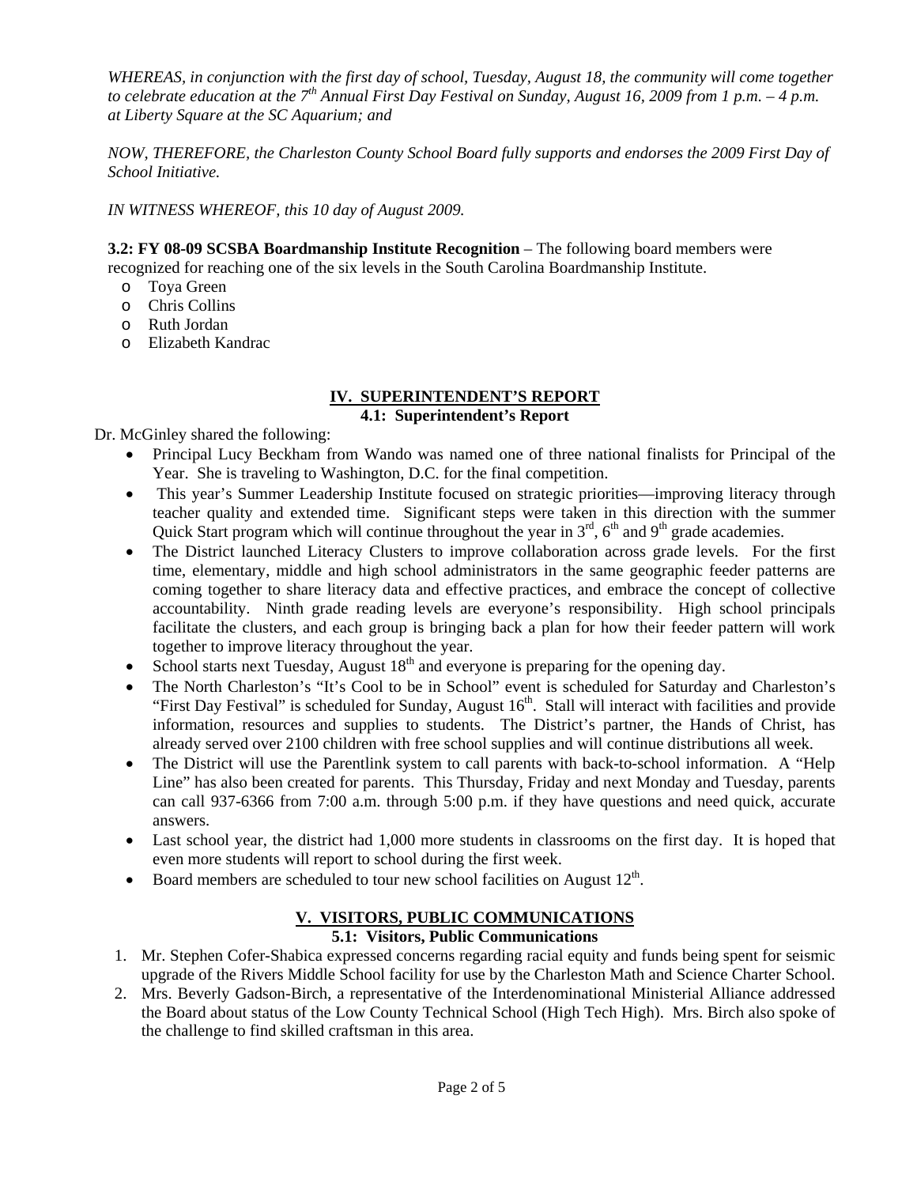*WHEREAS, in conjunction with the first day of school, Tuesday, August 18, the community will come together to celebrate education at the 7th Annual First Day Festival on Sunday, August 16, 2009 from 1 p.m. – 4 p.m. at Liberty Square at the SC Aquarium; and*

*NOW, THEREFORE, the Charleston County School Board fully supports and endorses the 2009 First Day of School Initiative.*

*IN WITNESS WHEREOF, this 10 day of August 2009.*

**3.2: FY 08-09 SCSBA Boardmanship Institute Recognition** – The following board members were recognized for reaching one of the six levels in the South Carolina Boardmanship Institute.

- Toya Green
- Chris Collins
- Ruth Jordan
- Elizabeth Kandrac

## IV. SUPERINTENDENT'S REPORT

### 4.1: Superintendent's Report

Dr. McGinley shared the following:

- Principal Lucy Beckham from Wando was named one of three national finalists for Principal of the Year. She is traveling to Washington, D.C. for the final competition.
- This year's Summer Leadership Institute focused on strategic priorities—improving literacy through teacher quality and extended time. Significant steps were taken in this direction with the summer Quick Start program which will continue throughout the year in 3rd, 6th and 9th grade academies.
- The District launched Literacy Clusters to improve collaboration across grade levels. For the first time, elementary, middle and high school administrators in the same geographic feeder patterns are coming together to share literacy data and effective practices, and embrace the concept of collective accountability. Ninth grade reading levels are everyone's responsibility. High school principals facilitate the clusters, and each group is bringing back a plan for how their feeder pattern will work together to improve literacy throughout the year.
- School starts next Tuesday, August 18th and everyone is preparing for the opening day.
- The North Charleston's "It's Cool to be in School" event is scheduled for Saturday and Charleston's "First Day Festival" is scheduled for Sunday, August 16th. Stall will interact with facilities and provide information, resources and supplies to students. The District's partner, the Hands of Christ, has already served over 2100 children with free school supplies and will continue distributions all week.
- The District will use the Parentlink system to call parents with back-to-school information. A "Help Line" has also been created for parents. This Thursday, Friday and next Monday and Tuesday, parents can call 937-6366 from 7:00 a.m. through 5:00 p.m. if they have questions and need quick, accurate answers.
- Last school year, the district had 1,000 more students in classrooms on the first day. It is hoped that even more students will report to school during the first week.
- Board members are scheduled to tour new school facilities on August 12th.

## V. VISITORS, PUBLIC COMMUNICATIONS

### 5.1: Visitors, Public Communications

1. Mr. Stephen Cofer-Shabica expressed concerns regarding racial equity and funds being spent for seismic upgrade of the Rivers Middle School facility for use by the Charleston Math and Science Charter School.
2. Mrs. Beverly Gadson-Birch, a representative of the Interdenominational Ministerial Alliance addressed the Board about status of the Low County Technical School (High Tech High). Mrs. Birch also spoke of the challenge to find skilled craftsman in this area.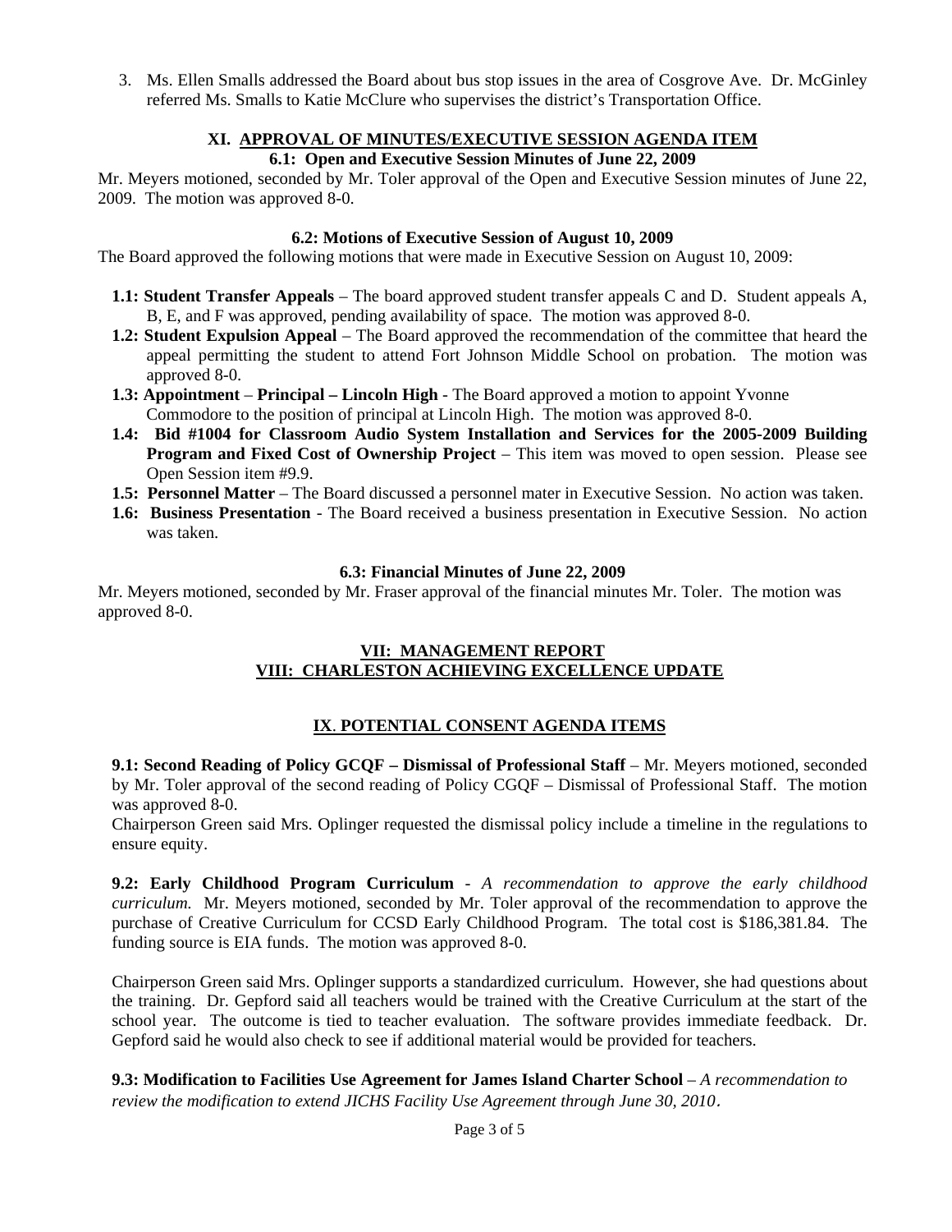3. Ms. Ellen Smalls addressed the Board about bus stop issues in the area of Cosgrove Ave. Dr. McGinley referred Ms. Smalls to Katie McClure who supervises the district's Transportation Office.

## XI. APPROVAL OF MINUTES/EXECUTIVE SESSION AGENDA ITEM

### 6.1: Open and Executive Session Minutes of June 22, 2009

Mr. Meyers motioned, seconded by Mr. Toler approval of the Open and Executive Session minutes of June 22, 2009. The motion was approved 8-0.

### 6.2: Motions of Executive Session of August 10, 2009

The Board approved the following motions that were made in Executive Session on August 10, 2009:

- **1.1: Student Transfer Appeals** – The board approved student transfer appeals C and D. Student appeals A, B, E, and F was approved, pending availability of space. The motion was approved 8-0.
- **1.2: Student Expulsion Appeal** – The Board approved the recommendation of the committee that heard the appeal permitting the student to attend Fort Johnson Middle School on probation. The motion was approved 8-0.
- **1.3: Appointment** – **Principal – Lincoln High** - The Board approved a motion to appoint Yvonne Commodore to the position of principal at Lincoln High. The motion was approved 8-0.
- **1.4: Bid #1004 for Classroom Audio System Installation and Services for the 2005-2009 Building Program and Fixed Cost of Ownership Project** – This item was moved to open session. Please see Open Session item #9.9.
- **1.5: Personnel Matter** – The Board discussed a personnel mater in Executive Session. No action was taken.
- **1.6: Business Presentation** - The Board received a business presentation in Executive Session. No action was taken.

### 6.3: Financial Minutes of June 22, 2009

Mr. Meyers motioned, seconded by Mr. Fraser approval of the financial minutes Mr. Toler. The motion was approved 8-0.

## VII: MANAGEMENT REPORT

## VIII: CHARLESTON ACHIEVING EXCELLENCE UPDATE

## IX. POTENTIAL CONSENT AGENDA ITEMS

**9.1: Second Reading of Policy GCQF – Dismissal of Professional Staff** – Mr. Meyers motioned, seconded by Mr. Toler approval of the second reading of Policy CGQF – Dismissal of Professional Staff. The motion was approved 8-0.

Chairperson Green said Mrs. Oplinger requested the dismissal policy include a timeline in the regulations to ensure equity.

**9.2: Early Childhood Program Curriculum** - *A recommendation to approve the early childhood curriculum.* Mr. Meyers motioned, seconded by Mr. Toler approval of the recommendation to approve the purchase of Creative Curriculum for CCSD Early Childhood Program. The total cost is $186,381.84. The funding source is EIA funds. The motion was approved 8-0.

Chairperson Green said Mrs. Oplinger supports a standardized curriculum. However, she had questions about the training. Dr. Gepford said all teachers would be trained with the Creative Curriculum at the start of the school year. The outcome is tied to teacher evaluation. The software provides immediate feedback. Dr. Gepford said he would also check to see if additional material would be provided for teachers.

**9.3: Modification to Facilities Use Agreement for James Island Charter School** – *A recommendation to review the modification to extend JICHS Facility Use Agreement through June 30, 2010.*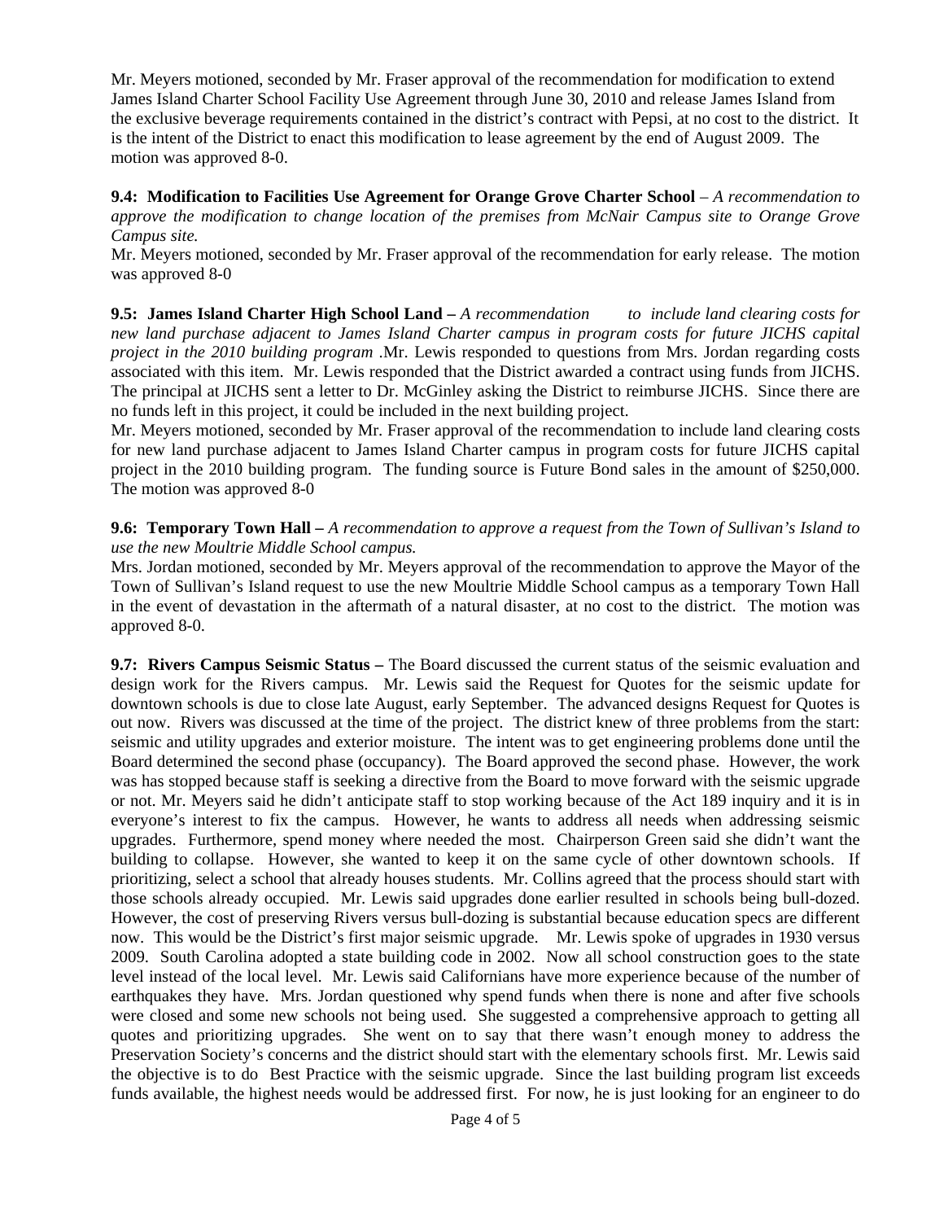Mr. Meyers motioned, seconded by Mr. Fraser approval of the recommendation for modification to extend James Island Charter School Facility Use Agreement through June 30, 2010 and release James Island from the exclusive beverage requirements contained in the district's contract with Pepsi, at no cost to the district. It is the intent of the District to enact this modification to lease agreement by the end of August 2009. The motion was approved 8-0.

**9.4: Modification to Facilities Use Agreement for Orange Grove Charter School** – *A recommendation to approve the modification to change location of the premises from McNair Campus site to Orange Grove Campus site.*
Mr. Meyers motioned, seconded by Mr. Fraser approval of the recommendation for early release. The motion was approved 8-0

**9.5: James Island Charter High School Land –** *A recommendation to include land clearing costs for new land purchase adjacent to James Island Charter campus in program costs for future JICHS capital project in the 2010 building program* .Mr. Lewis responded to questions from Mrs. Jordan regarding costs associated with this item. Mr. Lewis responded that the District awarded a contract using funds from JICHS. The principal at JICHS sent a letter to Dr. McGinley asking the District to reimburse JICHS. Since there are no funds left in this project, it could be included in the next building project.
Mr. Meyers motioned, seconded by Mr. Fraser approval of the recommendation to include land clearing costs for new land purchase adjacent to James Island Charter campus in program costs for future JICHS capital project in the 2010 building program. The funding source is Future Bond sales in the amount of $250,000. The motion was approved 8-0

**9.6: Temporary Town Hall –** *A recommendation to approve a request from the Town of Sullivan's Island to use the new Moultrie Middle School campus.*
Mrs. Jordan motioned, seconded by Mr. Meyers approval of the recommendation to approve the Mayor of the Town of Sullivan's Island request to use the new Moultrie Middle School campus as a temporary Town Hall in the event of devastation in the aftermath of a natural disaster, at no cost to the district. The motion was approved 8-0.

**9.7: Rivers Campus Seismic Status –** The Board discussed the current status of the seismic evaluation and design work for the Rivers campus. Mr. Lewis said the Request for Quotes for the seismic update for downtown schools is due to close late August, early September. The advanced designs Request for Quotes is out now. Rivers was discussed at the time of the project. The district knew of three problems from the start: seismic and utility upgrades and exterior moisture. The intent was to get engineering problems done until the Board determined the second phase (occupancy). The Board approved the second phase. However, the work was has stopped because staff is seeking a directive from the Board to move forward with the seismic upgrade or not. Mr. Meyers said he didn't anticipate staff to stop working because of the Act 189 inquiry and it is in everyone's interest to fix the campus. However, he wants to address all needs when addressing seismic upgrades. Furthermore, spend money where needed the most. Chairperson Green said she didn't want the building to collapse. However, she wanted to keep it on the same cycle of other downtown schools. If prioritizing, select a school that already houses students. Mr. Collins agreed that the process should start with those schools already occupied. Mr. Lewis said upgrades done earlier resulted in schools being bull-dozed. However, the cost of preserving Rivers versus bull-dozing is substantial because education specs are different now. This would be the District's first major seismic upgrade. Mr. Lewis spoke of upgrades in 1930 versus 2009. South Carolina adopted a state building code in 2002. Now all school construction goes to the state level instead of the local level. Mr. Lewis said Californians have more experience because of the number of earthquakes they have. Mrs. Jordan questioned why spend funds when there is none and after five schools were closed and some new schools not being used. She suggested a comprehensive approach to getting all quotes and prioritizing upgrades. She went on to say that there wasn't enough money to address the Preservation Society's concerns and the district should start with the elementary schools first. Mr. Lewis said the objective is to do Best Practice with the seismic upgrade. Since the last building program list exceeds funds available, the highest needs would be addressed first. For now, he is just looking for an engineer to do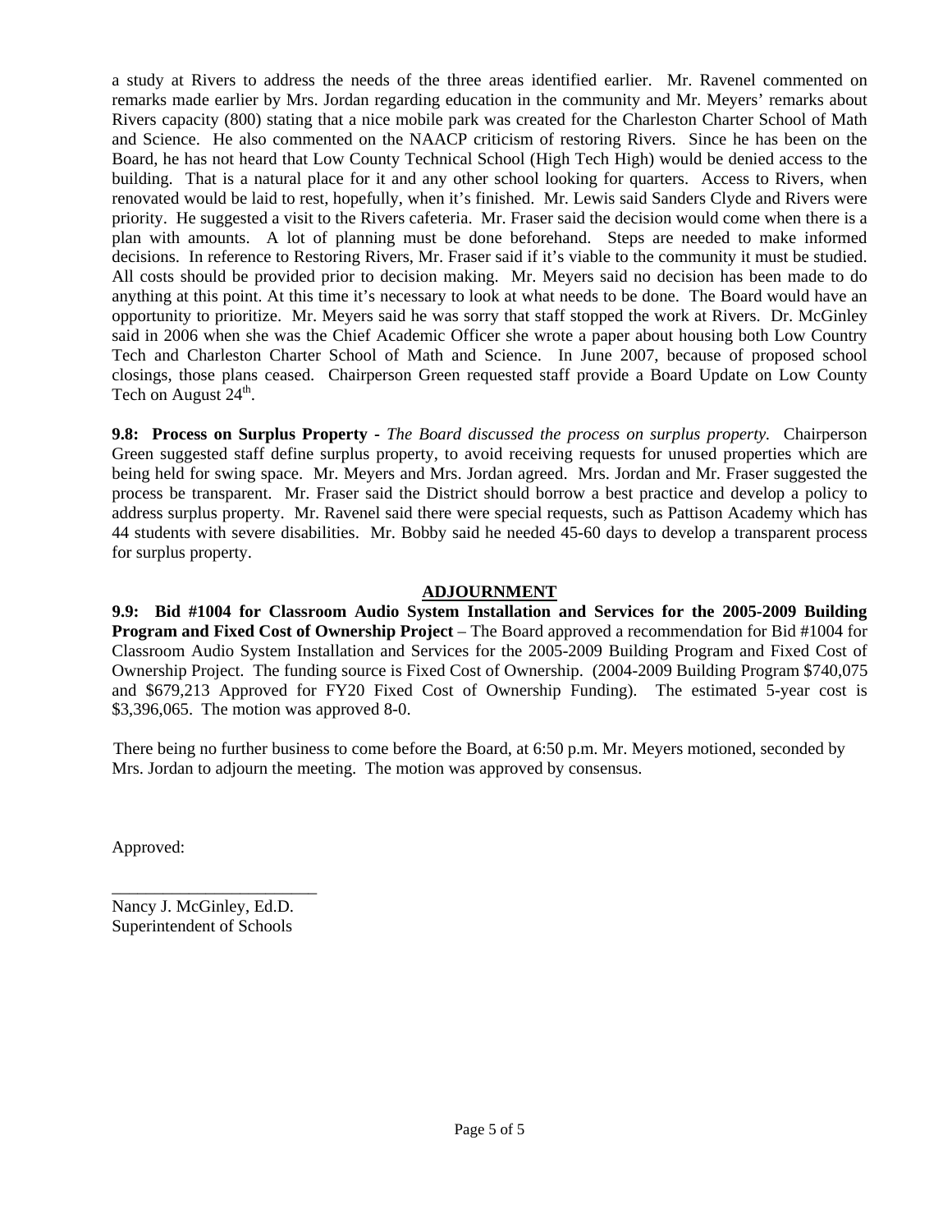a study at Rivers to address the needs of the three areas identified earlier. Mr. Ravenel commented on remarks made earlier by Mrs. Jordan regarding education in the community and Mr. Meyers' remarks about Rivers capacity (800) stating that a nice mobile park was created for the Charleston Charter School of Math and Science. He also commented on the NAACP criticism of restoring Rivers. Since he has been on the Board, he has not heard that Low County Technical School (High Tech High) would be denied access to the building. That is a natural place for it and any other school looking for quarters. Access to Rivers, when renovated would be laid to rest, hopefully, when it's finished. Mr. Lewis said Sanders Clyde and Rivers were priority. He suggested a visit to the Rivers cafeteria. Mr. Fraser said the decision would come when there is a plan with amounts. A lot of planning must be done beforehand. Steps are needed to make informed decisions. In reference to Restoring Rivers, Mr. Fraser said if it's viable to the community it must be studied. All costs should be provided prior to decision making. Mr. Meyers said no decision has been made to do anything at this point. At this time it's necessary to look at what needs to be done. The Board would have an opportunity to prioritize. Mr. Meyers said he was sorry that staff stopped the work at Rivers. Dr. McGinley said in 2006 when she was the Chief Academic Officer she wrote a paper about housing both Low Country Tech and Charleston Charter School of Math and Science. In June 2007, because of proposed school closings, those plans ceased. Chairperson Green requested staff provide a Board Update on Low County Tech on August 24th.

**9.8: Process on Surplus Property** - *The Board discussed the process on surplus property.* Chairperson Green suggested staff define surplus property, to avoid receiving requests for unused properties which are being held for swing space. Mr. Meyers and Mrs. Jordan agreed. Mrs. Jordan and Mr. Fraser suggested the process be transparent. Mr. Fraser said the District should borrow a best practice and develop a policy to address surplus property. Mr. Ravenel said there were special requests, such as Pattison Academy which has 44 students with severe disabilities. Mr. Bobby said he needed 45-60 days to develop a transparent process for surplus property.

## ADJOURNMENT

**9.9: Bid #1004 for Classroom Audio System Installation and Services for the 2005-2009 Building Program and Fixed Cost of Ownership Project** – The Board approved a recommendation for Bid #1004 for Classroom Audio System Installation and Services for the 2005-2009 Building Program and Fixed Cost of Ownership Project. The funding source is Fixed Cost of Ownership. (2004-2009 Building Program $740,075 and $679,213 Approved for FY20 Fixed Cost of Ownership Funding). The estimated 5-year cost is $3,396,065. The motion was approved 8-0.

There being no further business to come before the Board, at 6:50 p.m. Mr. Meyers motioned, seconded by Mrs. Jordan to adjourn the meeting. The motion was approved by consensus.

Approved:

________________________

Nancy J. McGinley, Ed.D.
Superintendent of Schools